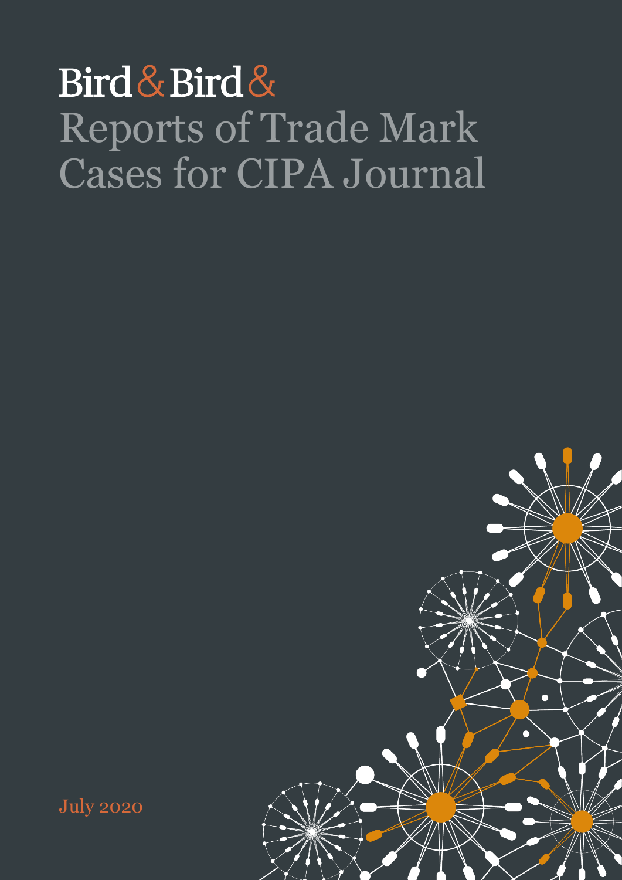Bird & Bird &

# Reports of Trade Mark Cases for CIPA Journal

July 2020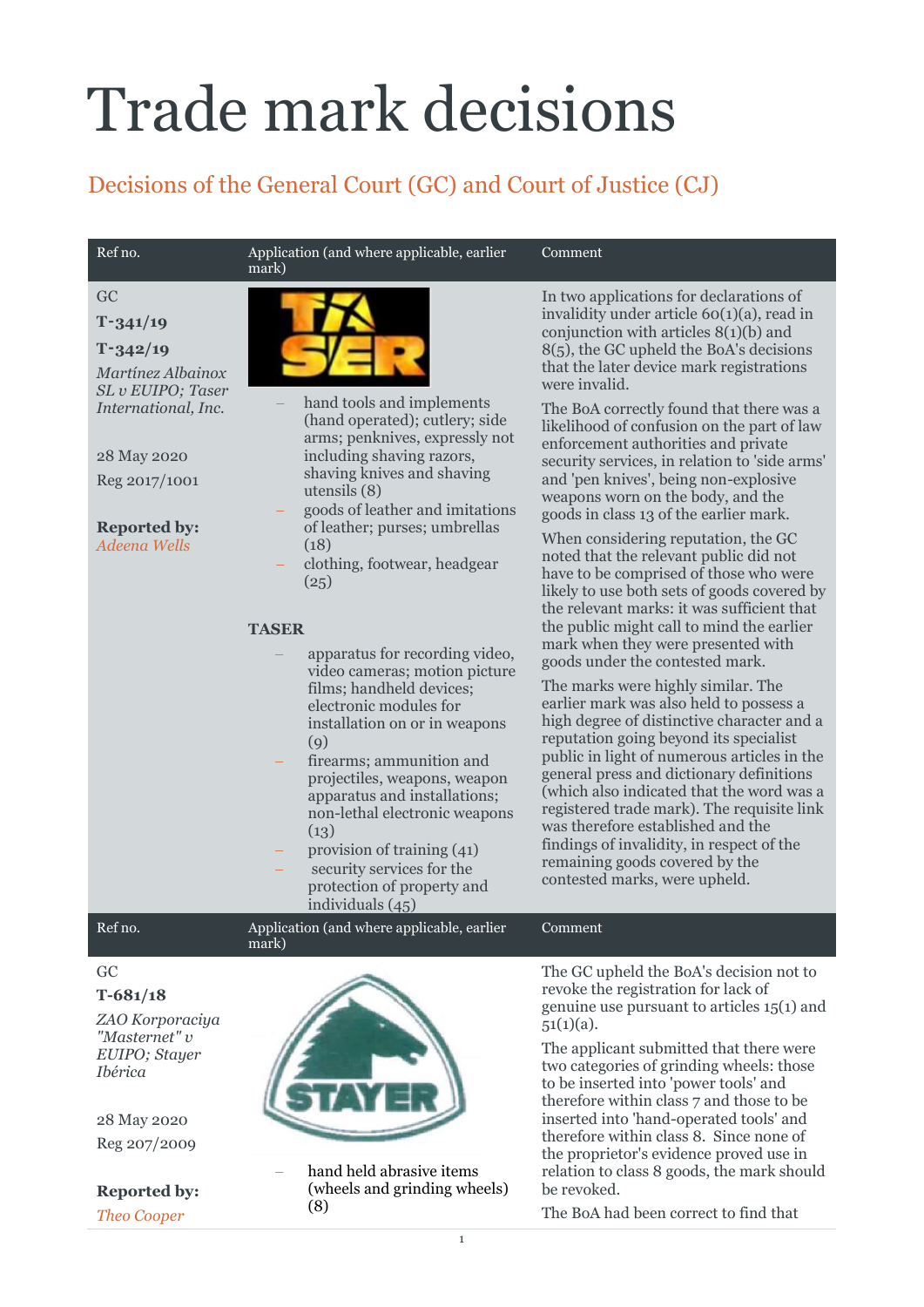# Trade mark decisions

## Decisions of the General Court (GC) and Court of Justice (CJ)

| Ref no. | Application (and where applicable, earlier mark) | Comment |
|---|---|---|
| GC<br>**T-341/19**<br>**T-342/19**<br>*Martínez Albainox SL v EUIPO; Taser International, Inc.*<br><br>28 May 2020<br>Reg 2017/1001<br><br>**Reported by:** *Adeena Wells* | – hand tools and implements (hand operated); cutlery; side arms; penknives, expressly not including shaving razors, shaving knives and shaving utensils (8)<br>– goods of leather and imitations of leather; purses; umbrellas (18)<br>– clothing, footwear, headgear (25)<br><br>**TASER**<br>– apparatus for recording video, video cameras; motion picture films; handheld devices; electronic modules for installation on or in weapons (9)<br>– firearms; ammunition and projectiles, weapons, weapon apparatus and installations; non-lethal electronic weapons (13)<br>– provision of training (41)<br>– security services for the protection of property and individuals (45) | In two applications for declarations of invalidity under article 60(1)(a), read in conjunction with articles 8(1)(b) and 8(5), the GC upheld the BoA's decisions that the later device mark registrations were invalid.<br><br>The BoA correctly found that there was a likelihood of confusion on the part of law enforcement authorities and private security services, in relation to 'side arms' and 'pen knives', being non-explosive weapons worn on the body, and the goods in class 13 of the earlier mark.<br><br>When considering reputation, the GC noted that the relevant public did not have to be comprised of those who were likely to use both sets of goods covered by the relevant marks: it was sufficient that the public might call to mind the earlier mark when they were presented with goods under the contested mark.<br><br>The marks were highly similar. The earlier mark was also held to possess a high degree of distinctive character and a reputation going beyond its specialist public in light of numerous articles in the general press and dictionary definitions (which also indicated that the word was a registered trade mark). The requisite link was therefore established and the findings of invalidity, in respect of the remaining goods covered by the contested marks, were upheld. |
| GC<br>**T-681/18**<br>*ZAO Korporaciya "Masternet" v EUIPO; Stayer Ibérica*<br><br>28 May 2020<br>Reg 207/2009<br><br>**Reported by:** *Theo Cooper* | – hand held abrasive items (wheels and grinding wheels) (8) | The GC upheld the BoA's decision not to revoke the registration for lack of genuine use pursuant to articles 15(1) and 51(1)(a).<br><br>The applicant submitted that there were two categories of grinding wheels: those to be inserted into 'power tools' and therefore within class 7 and those to be inserted into 'hand-operated tools' and therefore within class 8. Since none of the proprietor's evidence proved use in relation to class 8 goods, the mark should be revoked.<br><br>The BoA had been correct to find that |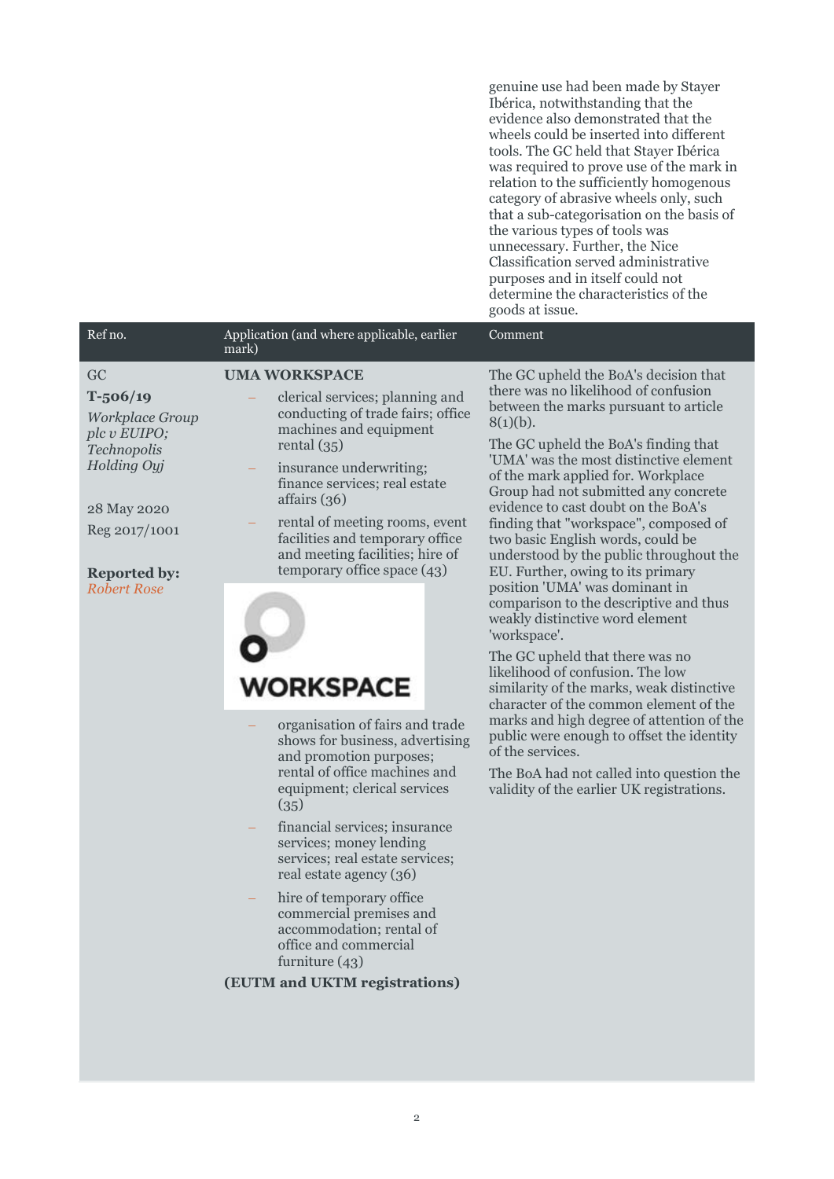genuine use had been made by Stayer Ibérica, notwithstanding that the evidence also demonstrated that the wheels could be inserted into different tools. The GC held that Stayer Ibérica was required to prove use of the mark in relation to the sufficiently homogenous category of abrasive wheels only, such that a sub-categorisation on the basis of the various types of tools was unnecessary. Further, the Nice Classification served administrative purposes and in itself could not determine the characteristics of the goods at issue.

| Ref no. | Application (and where applicable, earlier mark) | Comment |
|---|---|---|
| GC<br>**T-506/19**<br>*Workplace Group plc v EUIPO; Technopolis Holding Oyj*<br><br>28 May 2020<br>Reg 2017/1001<br><br>**Reported by:** *Robert Rose* | **UMA WORKSPACE**<br>– clerical services; planning and conducting of trade fairs; office machines and equipment rental (35)<br>– insurance underwriting; finance services; real estate affairs (36)<br>– rental of meeting rooms, event facilities and temporary office and meeting facilities; hire of temporary office space (43)<br><br>WORKSPACE<br><br>– organisation of fairs and trade shows for business, advertising and promotion purposes; rental of office machines and equipment; clerical services (35)<br>– financial services; insurance services; money lending services; real estate services; real estate agency (36)<br>– hire of temporary office commercial premises and accommodation; rental of office and commercial furniture (43)<br><br>**(EUTM and UKTM registrations)** | The GC upheld the BoA's decision that there was no likelihood of confusion between the marks pursuant to article 8(1)(b).<br><br>The GC upheld the BoA's finding that 'UMA' was the most distinctive element of the mark applied for. Workplace Group had not submitted any concrete evidence to cast doubt on the BoA's finding that "workspace", composed of two basic English words, could be understood by the public throughout the EU. Further, owing to its primary position 'UMA' was dominant in comparison to the descriptive and thus weakly distinctive word element 'workspace'.<br><br>The GC upheld that there was no likelihood of confusion. The low similarity of the marks, weak distinctive character of the common element of the marks and high degree of attention of the public were enough to offset the identity of the services.<br><br>The BoA had not called into question the validity of the earlier UK registrations. |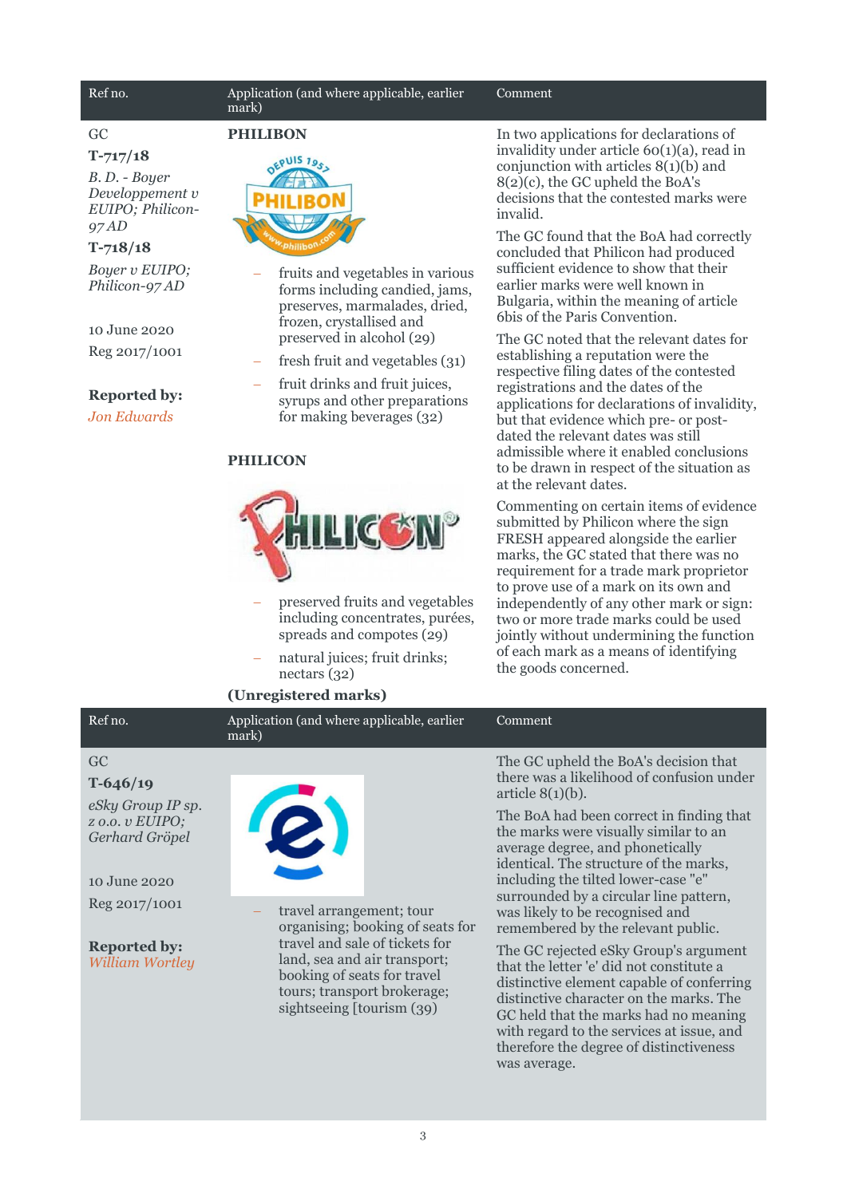| Ref no. | Application (and where applicable, earlier mark) | Comment |
|---|---|---|
| GC<br>**T-717/18**<br>*B. D. - Boyer Developpement v EUIPO; Philicon-97 AD*<br>**T-718/18**<br>*Boyer v EUIPO; Philicon-97 AD*<br><br>10 June 2020<br>Reg 2017/1001<br><br>**Reported by:**<br>*Jon Edwards* | **PHILIBON**<br><br>– fruits and vegetables in various forms including candied, jams, preserves, marmalades, dried, frozen, crystallised and preserved in alcohol (29)<br>– fresh fruit and vegetables (31)<br>– fruit drinks and fruit juices, syrups and other preparations for making beverages (32)<br><br>**PHILICON**<br><br>– preserved fruits and vegetables including concentrates, purées, spreads and compotes (29)<br>– natural juices; fruit drinks; nectars (32)<br><br>**(Unregistered marks)** | In two applications for declarations of invalidity under article 60(1)(a), read in conjunction with articles 8(1)(b) and 8(2)(c), the GC upheld the BoA's decisions that the contested marks were invalid.<br><br>The GC found that the BoA had correctly concluded that Philicon had produced sufficient evidence to show that their earlier marks were well known in Bulgaria, within the meaning of article 6bis of the Paris Convention.<br><br>The GC noted that the relevant dates for establishing a reputation were the respective filing dates of the contested registrations and the dates of the applications for declarations of invalidity, but that evidence which pre- or post-dated the relevant dates was still admissible where it enabled conclusions to be drawn in respect of the situation as at the relevant dates.<br><br>Commenting on certain items of evidence submitted by Philicon where the sign FRESH appeared alongside the earlier marks, the GC stated that there was no requirement for a trade mark proprietor to prove use of a mark on its own and independently of any other mark or sign: two or more trade marks could be used jointly without undermining the function of each mark as a means of identifying the goods concerned. |

| Ref no. | Application (and where applicable, earlier mark) | Comment |
|---|---|---|
| GC<br>**T-646/19**<br>*eSky Group IP sp. z o.o. v EUIPO; Gerhard Gröpel*<br><br>10 June 2020<br>Reg 2017/1001<br><br>**Reported by:**<br>*William Wortley* | – travel arrangement; tour organising; booking of seats for travel and sale of tickets for land, sea and air transport; booking of seats for travel tours; transport brokerage; sightseeing [tourism (39) | The GC upheld the BoA's decision that there was a likelihood of confusion under article 8(1)(b).<br><br>The BoA had been correct in finding that the marks were visually similar to an average degree, and phonetically identical. The structure of the marks, including the tilted lower-case "e" surrounded by a circular line pattern, was likely to be recognised and remembered by the relevant public.<br><br>The GC rejected eSky Group's argument that the letter 'e' did not constitute a distinctive element capable of conferring distinctive character on the marks. The GC held that the marks had no meaning with regard to the services at issue, and therefore the degree of distinctiveness was average. |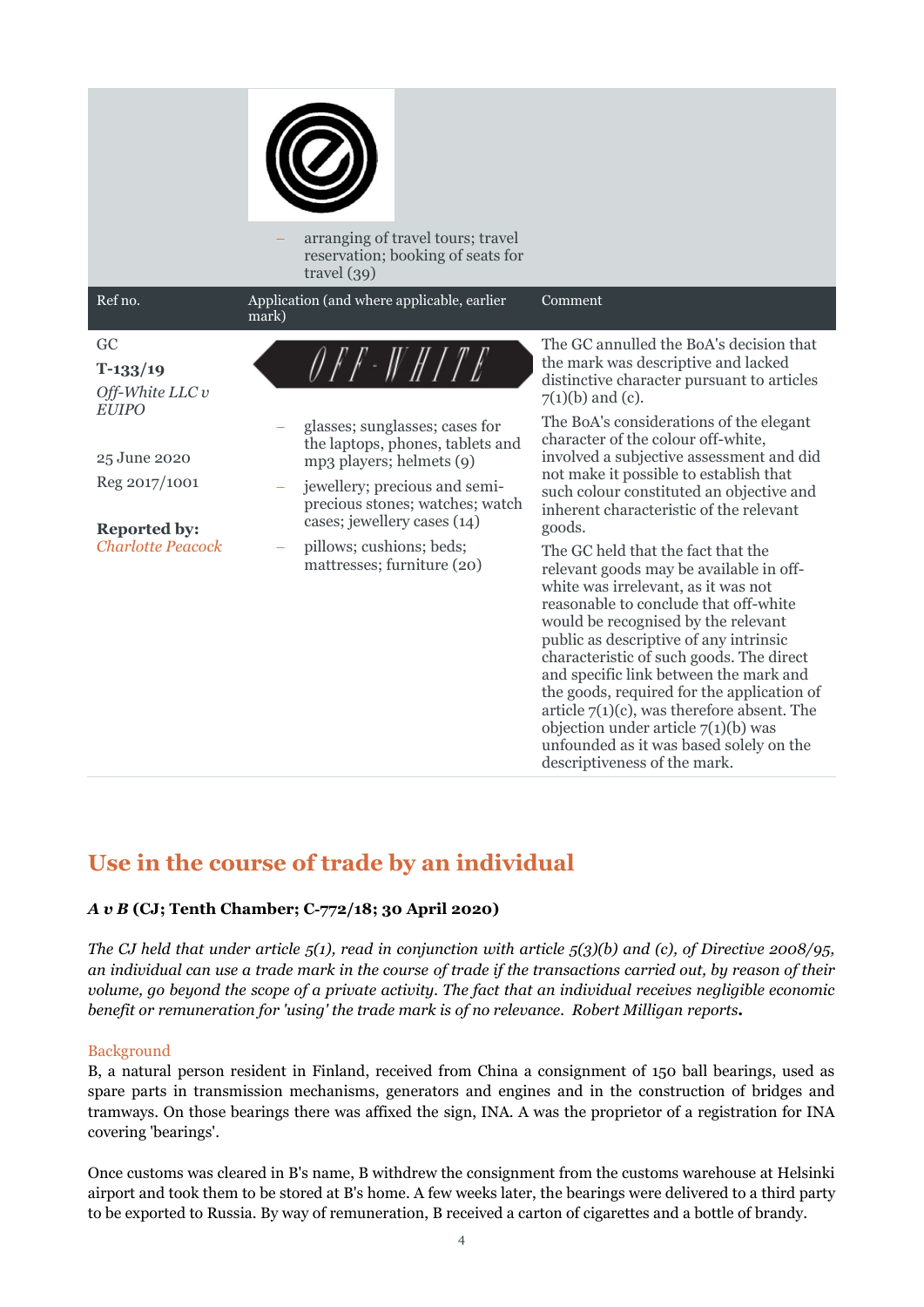| | | |
|---|---|---|
| | – arranging of travel tours; travel reservation; booking of seats for travel (39) | |
| **Ref no.** | **Application (and where applicable, earlier mark)** | **Comment** |
| GC<br>**T-133/19**<br>*Off-White LLC v EUIPO*<br><br>25 June 2020<br>Reg 2017/1001<br><br>**Reported by:** *Charlotte Peacock* | OFF-WHITE<br><br>– glasses; sunglasses; cases for the laptops, phones, tablets and mp3 players; helmets (9)<br>– jewellery; precious and semi-precious stones; watches; watch cases; jewellery cases (14)<br>– pillows; cushions; beds; mattresses; furniture (20) | The GC annulled the BoA's decision that the mark was descriptive and lacked distinctive character pursuant to articles 7(1)(b) and (c).<br><br>The BoA's considerations of the elegant character of the colour off-white, involved a subjective assessment and did not make it possible to establish that such colour constituted an objective and inherent characteristic of the relevant goods.<br><br>The GC held that the fact that the relevant goods may be available in off-white was irrelevant, as it was not reasonable to conclude that off-white would be recognised by the relevant public as descriptive of any intrinsic characteristic of such goods. The direct and specific link between the mark and the goods, required for the application of article 7(1)(c), was therefore absent. The objection under article 7(1)(b) was unfounded as it was based solely on the descriptiveness of the mark. |

## Use in the course of trade by an individual

***A v B* (CJ; Tenth Chamber; C-772/18; 30 April 2020)**

*The CJ held that under article 5(1), read in conjunction with article 5(3)(b) and (c), of Directive 2008/95, an individual can use a trade mark in the course of trade if the transactions carried out, by reason of their volume, go beyond the scope of a private activity. The fact that an individual receives negligible economic benefit or remuneration for 'using' the trade mark is of no relevance. Robert Milligan reports.*

### Background

B, a natural person resident in Finland, received from China a consignment of 150 ball bearings, used as spare parts in transmission mechanisms, generators and engines and in the construction of bridges and tramways. On those bearings there was affixed the sign, INA. A was the proprietor of a registration for INA covering 'bearings'.

Once customs was cleared in B's name, B withdrew the consignment from the customs warehouse at Helsinki airport and took them to be stored at B's home. A few weeks later, the bearings were delivered to a third party to be exported to Russia. By way of remuneration, B received a carton of cigarettes and a bottle of brandy.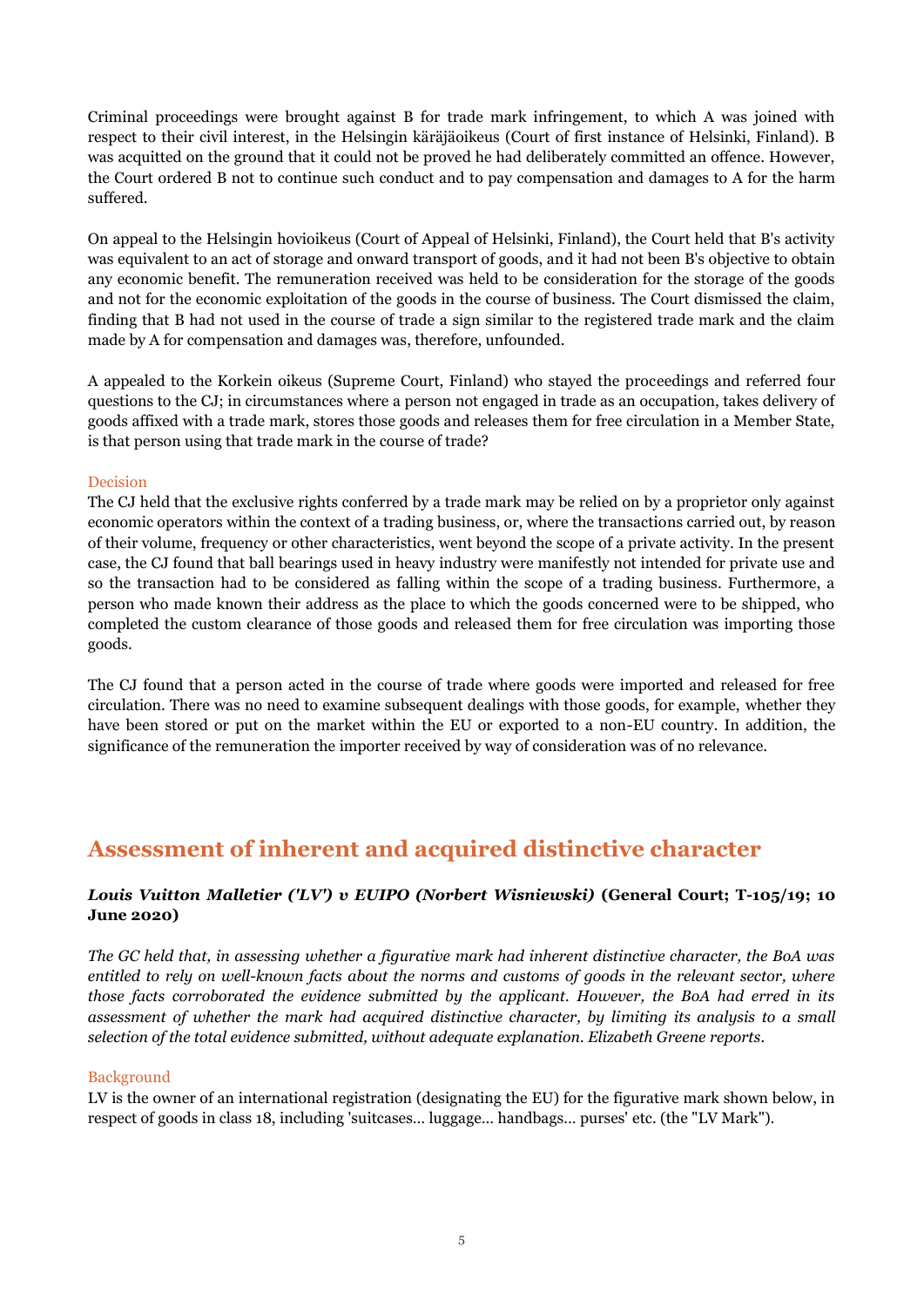Criminal proceedings were brought against B for trade mark infringement, to which A was joined with respect to their civil interest, in the Helsingin käräjäoikeus (Court of first instance of Helsinki, Finland). B was acquitted on the ground that it could not be proved he had deliberately committed an offence. However, the Court ordered B not to continue such conduct and to pay compensation and damages to A for the harm suffered.

On appeal to the Helsingin hovioikeus (Court of Appeal of Helsinki, Finland), the Court held that B's activity was equivalent to an act of storage and onward transport of goods, and it had not been B's objective to obtain any economic benefit. The remuneration received was held to be consideration for the storage of the goods and not for the economic exploitation of the goods in the course of business. The Court dismissed the claim, finding that B had not used in the course of trade a sign similar to the registered trade mark and the claim made by A for compensation and damages was, therefore, unfounded.

A appealed to the Korkein oikeus (Supreme Court, Finland) who stayed the proceedings and referred four questions to the CJ; in circumstances where a person not engaged in trade as an occupation, takes delivery of goods affixed with a trade mark, stores those goods and releases them for free circulation in a Member State, is that person using that trade mark in the course of trade?

### Decision

The CJ held that the exclusive rights conferred by a trade mark may be relied on by a proprietor only against economic operators within the context of a trading business, or, where the transactions carried out, by reason of their volume, frequency or other characteristics, went beyond the scope of a private activity. In the present case, the CJ found that ball bearings used in heavy industry were manifestly not intended for private use and so the transaction had to be considered as falling within the scope of a trading business. Furthermore, a person who made known their address as the place to which the goods concerned were to be shipped, who completed the custom clearance of those goods and released them for free circulation was importing those goods.

The CJ found that a person acted in the course of trade where goods were imported and released for free circulation. There was no need to examine subsequent dealings with those goods, for example, whether they have been stored or put on the market within the EU or exported to a non-EU country. In addition, the significance of the remuneration the importer received by way of consideration was of no relevance.

## Assessment of inherent and acquired distinctive character

***Louis Vuitton Malletier ('LV') v EUIPO (Norbert Wisniewski)* (General Court; T-105/19; 10 June 2020)**

*The GC held that, in assessing whether a figurative mark had inherent distinctive character, the BoA was entitled to rely on well-known facts about the norms and customs of goods in the relevant sector, where those facts corroborated the evidence submitted by the applicant. However, the BoA had erred in its assessment of whether the mark had acquired distinctive character, by limiting its analysis to a small selection of the total evidence submitted, without adequate explanation. Elizabeth Greene reports.*

### Background

LV is the owner of an international registration (designating the EU) for the figurative mark shown below, in respect of goods in class 18, including 'suitcases… luggage… handbags… purses' etc. (the "LV Mark").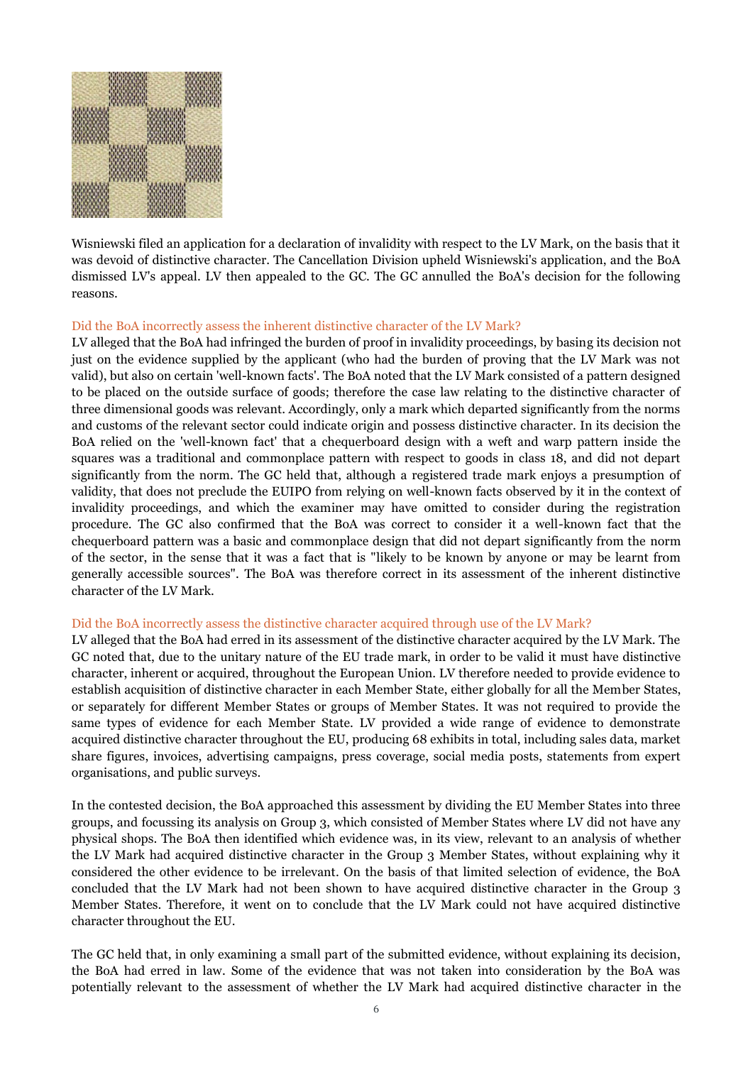Wisniewski filed an application for a declaration of invalidity with respect to the LV Mark, on the basis that it was devoid of distinctive character. The Cancellation Division upheld Wisniewski's application, and the BoA dismissed LV's appeal. LV then appealed to the GC. The GC annulled the BoA's decision for the following reasons.

### Did the BoA incorrectly assess the inherent distinctive character of the LV Mark?

LV alleged that the BoA had infringed the burden of proof in invalidity proceedings, by basing its decision not just on the evidence supplied by the applicant (who had the burden of proving that the LV Mark was not valid), but also on certain 'well-known facts'. The BoA noted that the LV Mark consisted of a pattern designed to be placed on the outside surface of goods; therefore the case law relating to the distinctive character of three dimensional goods was relevant. Accordingly, only a mark which departed significantly from the norms and customs of the relevant sector could indicate origin and possess distinctive character. In its decision the BoA relied on the 'well-known fact' that a chequerboard design with a weft and warp pattern inside the squares was a traditional and commonplace pattern with respect to goods in class 18, and did not depart significantly from the norm. The GC held that, although a registered trade mark enjoys a presumption of validity, that does not preclude the EUIPO from relying on well-known facts observed by it in the context of invalidity proceedings, and which the examiner may have omitted to consider during the registration procedure. The GC also confirmed that the BoA was correct to consider it a well-known fact that the chequerboard pattern was a basic and commonplace design that did not depart significantly from the norm of the sector, in the sense that it was a fact that is "likely to be known by anyone or may be learnt from generally accessible sources". The BoA was therefore correct in its assessment of the inherent distinctive character of the LV Mark.

### Did the BoA incorrectly assess the distinctive character acquired through use of the LV Mark?

LV alleged that the BoA had erred in its assessment of the distinctive character acquired by the LV Mark. The GC noted that, due to the unitary nature of the EU trade mark, in order to be valid it must have distinctive character, inherent or acquired, throughout the European Union. LV therefore needed to provide evidence to establish acquisition of distinctive character in each Member State, either globally for all the Member States, or separately for different Member States or groups of Member States. It was not required to provide the same types of evidence for each Member State. LV provided a wide range of evidence to demonstrate acquired distinctive character throughout the EU, producing 68 exhibits in total, including sales data, market share figures, invoices, advertising campaigns, press coverage, social media posts, statements from expert organisations, and public surveys.

In the contested decision, the BoA approached this assessment by dividing the EU Member States into three groups, and focussing its analysis on Group 3, which consisted of Member States where LV did not have any physical shops. The BoA then identified which evidence was, in its view, relevant to an analysis of whether the LV Mark had acquired distinctive character in the Group 3 Member States, without explaining why it considered the other evidence to be irrelevant. On the basis of that limited selection of evidence, the BoA concluded that the LV Mark had not been shown to have acquired distinctive character in the Group 3 Member States. Therefore, it went on to conclude that the LV Mark could not have acquired distinctive character throughout the EU.

The GC held that, in only examining a small part of the submitted evidence, without explaining its decision, the BoA had erred in law. Some of the evidence that was not taken into consideration by the BoA was potentially relevant to the assessment of whether the LV Mark had acquired distinctive character in the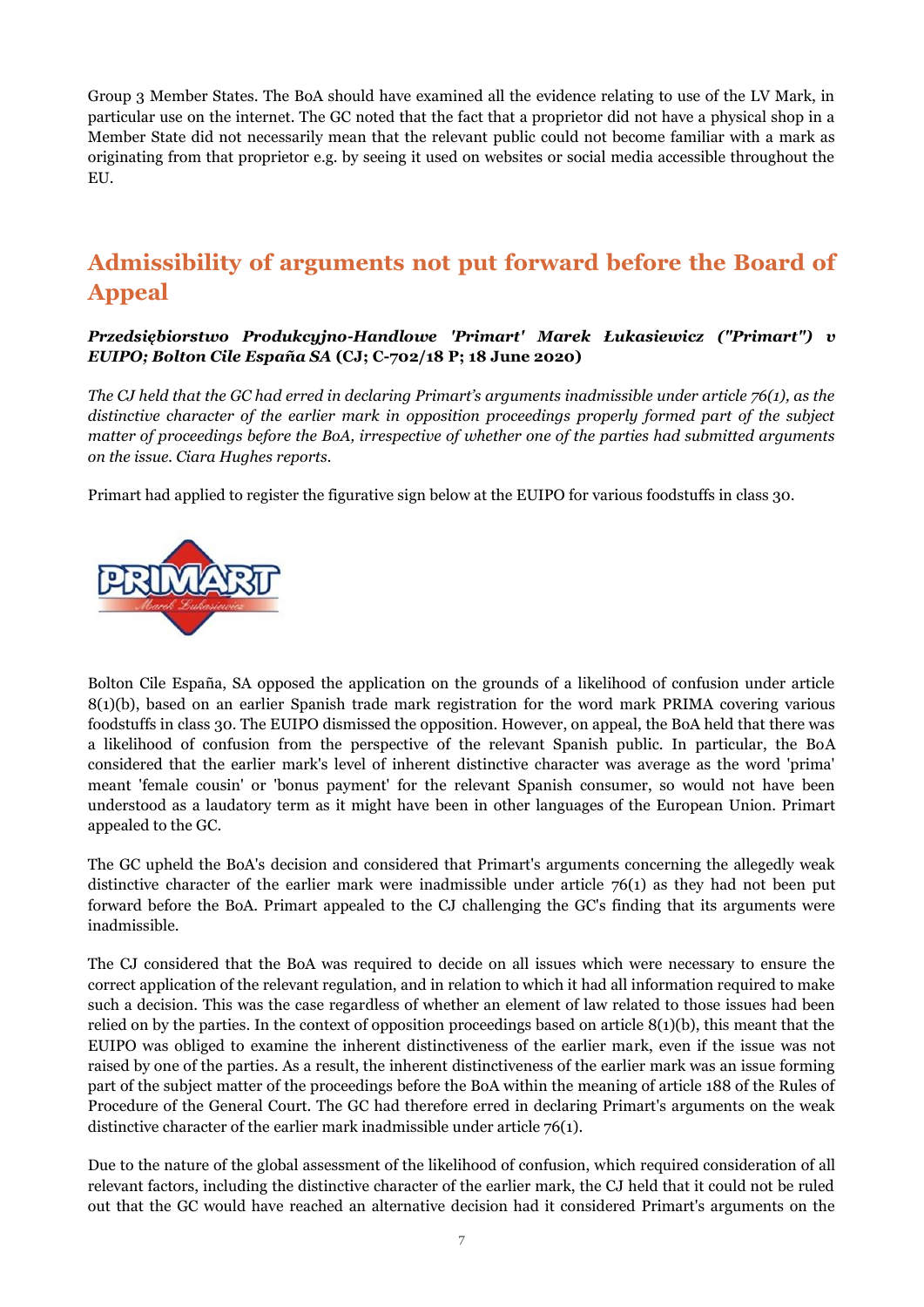Group 3 Member States. The BoA should have examined all the evidence relating to use of the LV Mark, in particular use on the internet. The GC noted that the fact that a proprietor did not have a physical shop in a Member State did not necessarily mean that the relevant public could not become familiar with a mark as originating from that proprietor e.g. by seeing it used on websites or social media accessible throughout the EU.

## Admissibility of arguments not put forward before the Board of Appeal

***Przedsiębiorstwo Produkcyjno-Handlowe 'Primart' Marek Łukasiewicz ("Primart") v EUIPO; Bolton Cile España SA*** **(CJ; C-702/18 P; 18 June 2020)**

*The CJ held that the GC had erred in declaring Primart's arguments inadmissible under article 76(1), as the distinctive character of the earlier mark in opposition proceedings properly formed part of the subject matter of proceedings before the BoA, irrespective of whether one of the parties had submitted arguments on the issue. Ciara Hughes reports.*

Primart had applied to register the figurative sign below at the EUIPO for various foodstuffs in class 30.

Bolton Cile España, SA opposed the application on the grounds of a likelihood of confusion under article 8(1)(b), based on an earlier Spanish trade mark registration for the word mark PRIMA covering various foodstuffs in class 30. The EUIPO dismissed the opposition. However, on appeal, the BoA held that there was a likelihood of confusion from the perspective of the relevant Spanish public. In particular, the BoA considered that the earlier mark's level of inherent distinctive character was average as the word 'prima' meant 'female cousin' or 'bonus payment' for the relevant Spanish consumer, so would not have been understood as a laudatory term as it might have been in other languages of the European Union. Primart appealed to the GC.

The GC upheld the BoA's decision and considered that Primart's arguments concerning the allegedly weak distinctive character of the earlier mark were inadmissible under article 76(1) as they had not been put forward before the BoA. Primart appealed to the CJ challenging the GC's finding that its arguments were inadmissible.

The CJ considered that the BoA was required to decide on all issues which were necessary to ensure the correct application of the relevant regulation, and in relation to which it had all information required to make such a decision. This was the case regardless of whether an element of law related to those issues had been relied on by the parties. In the context of opposition proceedings based on article 8(1)(b), this meant that the EUIPO was obliged to examine the inherent distinctiveness of the earlier mark, even if the issue was not raised by one of the parties. As a result, the inherent distinctiveness of the earlier mark was an issue forming part of the subject matter of the proceedings before the BoA within the meaning of article 188 of the Rules of Procedure of the General Court. The GC had therefore erred in declaring Primart's arguments on the weak distinctive character of the earlier mark inadmissible under article 76(1).

Due to the nature of the global assessment of the likelihood of confusion, which required consideration of all relevant factors, including the distinctive character of the earlier mark, the CJ held that it could not be ruled out that the GC would have reached an alternative decision had it considered Primart's arguments on the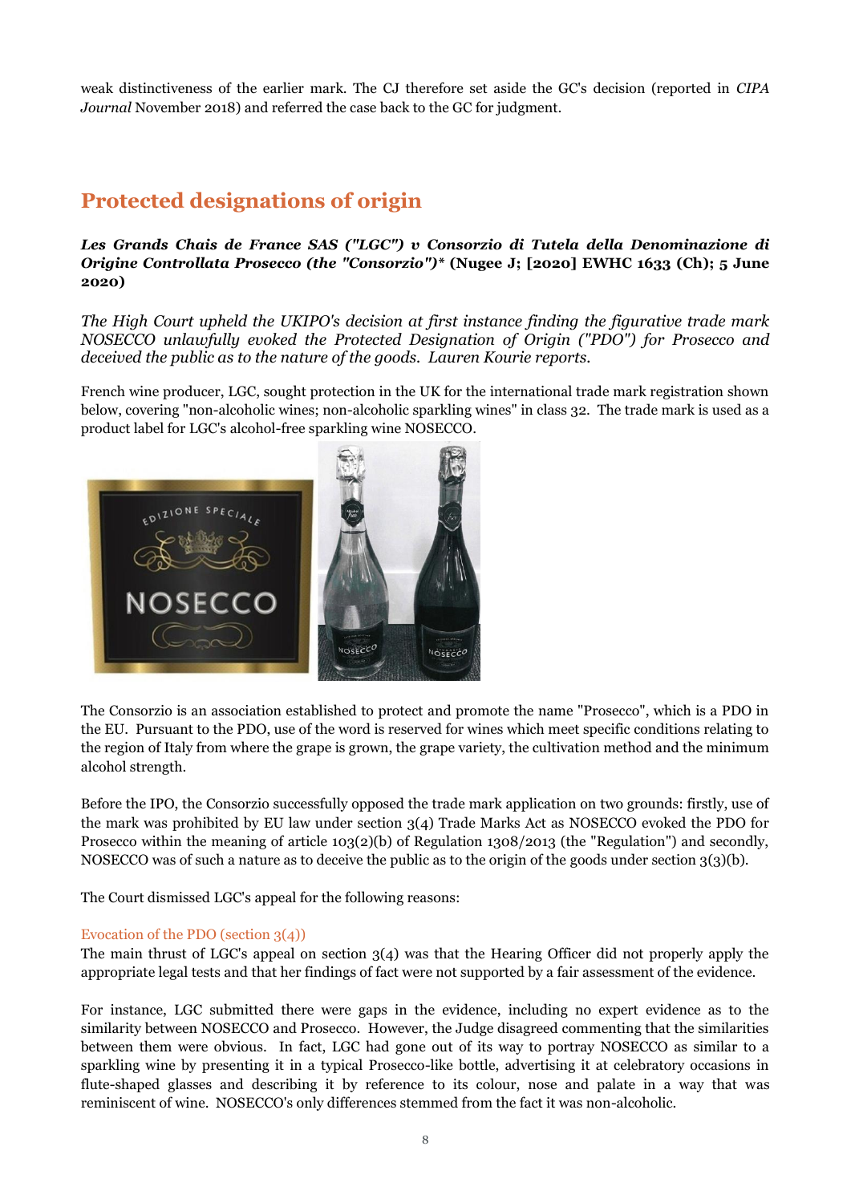weak distinctiveness of the earlier mark. The CJ therefore set aside the GC's decision (reported in *CIPA Journal* November 2018) and referred the case back to the GC for judgment.

## Protected designations of origin

***Les Grands Chais de France SAS ("LGC") v Consorzio di Tutela della Denominazione di Origine Controllata Prosecco (the "Consorzio")**** **(Nugee J; [2020] EWHC 1633 (Ch); 5 June 2020)**

*The High Court upheld the UKIPO's decision at first instance finding the figurative trade mark NOSECCO unlawfully evoked the Protected Designation of Origin ("PDO") for Prosecco and deceived the public as to the nature of the goods. Lauren Kourie reports.*

French wine producer, LGC, sought protection in the UK for the international trade mark registration shown below, covering "non-alcoholic wines; non-alcoholic sparkling wines" in class 32. The trade mark is used as a product label for LGC's alcohol-free sparkling wine NOSECCO.

The Consorzio is an association established to protect and promote the name "Prosecco", which is a PDO in the EU. Pursuant to the PDO, use of the word is reserved for wines which meet specific conditions relating to the region of Italy from where the grape is grown, the grape variety, the cultivation method and the minimum alcohol strength.

Before the IPO, the Consorzio successfully opposed the trade mark application on two grounds: firstly, use of the mark was prohibited by EU law under section 3(4) Trade Marks Act as NOSECCO evoked the PDO for Prosecco within the meaning of article 103(2)(b) of Regulation 1308/2013 (the "Regulation") and secondly, NOSECCO was of such a nature as to deceive the public as to the origin of the goods under section 3(3)(b).

The Court dismissed LGC's appeal for the following reasons:

### Evocation of the PDO (section 3(4))

The main thrust of LGC's appeal on section 3(4) was that the Hearing Officer did not properly apply the appropriate legal tests and that her findings of fact were not supported by a fair assessment of the evidence.

For instance, LGC submitted there were gaps in the evidence, including no expert evidence as to the similarity between NOSECCO and Prosecco. However, the Judge disagreed commenting that the similarities between them were obvious. In fact, LGC had gone out of its way to portray NOSECCO as similar to a sparkling wine by presenting it in a typical Prosecco-like bottle, advertising it at celebratory occasions in flute-shaped glasses and describing it by reference to its colour, nose and palate in a way that was reminiscent of wine. NOSECCO's only differences stemmed from the fact it was non-alcoholic.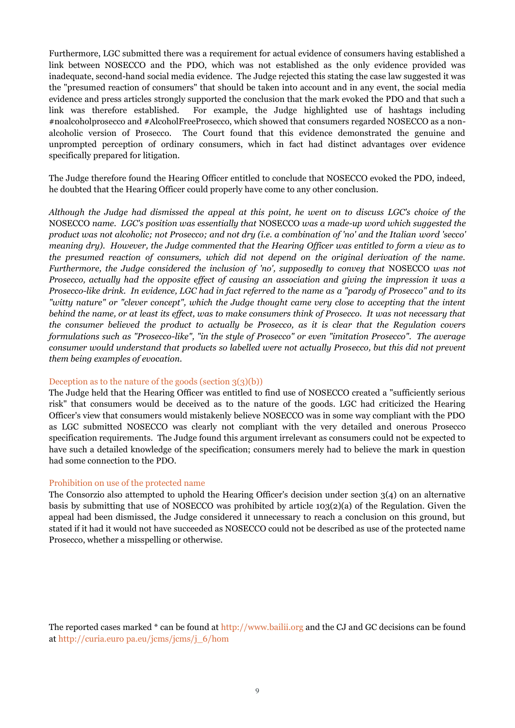Furthermore, LGC submitted there was a requirement for actual evidence of consumers having established a link between NOSECCO and the PDO, which was not established as the only evidence provided was inadequate, second-hand social media evidence. The Judge rejected this stating the case law suggested it was the "presumed reaction of consumers" that should be taken into account and in any event, the social media evidence and press articles strongly supported the conclusion that the mark evoked the PDO and that such a link was therefore established. For example, the Judge highlighted use of hashtags including #noalcoholprosecco and #AlcoholFreeProsecco, which showed that consumers regarded NOSECCO as a non-alcoholic version of Prosecco. The Court found that this evidence demonstrated the genuine and unprompted perception of ordinary consumers, which in fact had distinct advantages over evidence specifically prepared for litigation.

The Judge therefore found the Hearing Officer entitled to conclude that NOSECCO evoked the PDO, indeed, he doubted that the Hearing Officer could properly have come to any other conclusion.

*Although the Judge had dismissed the appeal at this point, he went on to discuss LGC's choice of the* NOSECCO *name. LGC's position was essentially that* NOSECCO *was a made-up word which suggested the product was not alcoholic; not Prosecco; and not dry (i.e. a combination of 'no' and the Italian word 'secco' meaning dry). However, the Judge commented that the Hearing Officer was entitled to form a view as to the presumed reaction of consumers, which did not depend on the original derivation of the name. Furthermore, the Judge considered the inclusion of 'no', supposedly to convey that* NOSECCO *was not Prosecco, actually had the opposite effect of causing an association and giving the impression it was a Prosecco-like drink. In evidence, LGC had in fact referred to the name as a "parody of Prosecco" and to its "witty nature" or "clever concept", which the Judge thought came very close to accepting that the intent behind the name, or at least its effect, was to make consumers think of Prosecco. It was not necessary that the consumer believed the product to actually be Prosecco, as it is clear that the Regulation covers formulations such as "Prosecco-like", "in the style of Prosecco" or even "imitation Prosecco". The average consumer would understand that products so labelled were not actually Prosecco, but this did not prevent them being examples of evocation.*

### Deception as to the nature of the goods (section 3(3)(b))

The Judge held that the Hearing Officer was entitled to find use of NOSECCO created a "sufficiently serious risk" that consumers would be deceived as to the nature of the goods. LGC had criticized the Hearing Officer's view that consumers would mistakenly believe NOSECCO was in some way compliant with the PDO as LGC submitted NOSECCO was clearly not compliant with the very detailed and onerous Prosecco specification requirements. The Judge found this argument irrelevant as consumers could not be expected to have such a detailed knowledge of the specification; consumers merely had to believe the mark in question had some connection to the PDO.

### Prohibition on use of the protected name

The Consorzio also attempted to uphold the Hearing Officer's decision under section 3(4) on an alternative basis by submitting that use of NOSECCO was prohibited by article 103(2)(a) of the Regulation. Given the appeal had been dismissed, the Judge considered it unnecessary to reach a conclusion on this ground, but stated if it had it would not have succeeded as NOSECCO could not be described as use of the protected name Prosecco, whether a misspelling or otherwise.

The reported cases marked * can be found at http://www.bailii.org and the CJ and GC decisions can be found at http://curia.euro pa.eu/jcms/jcms/j_6/hom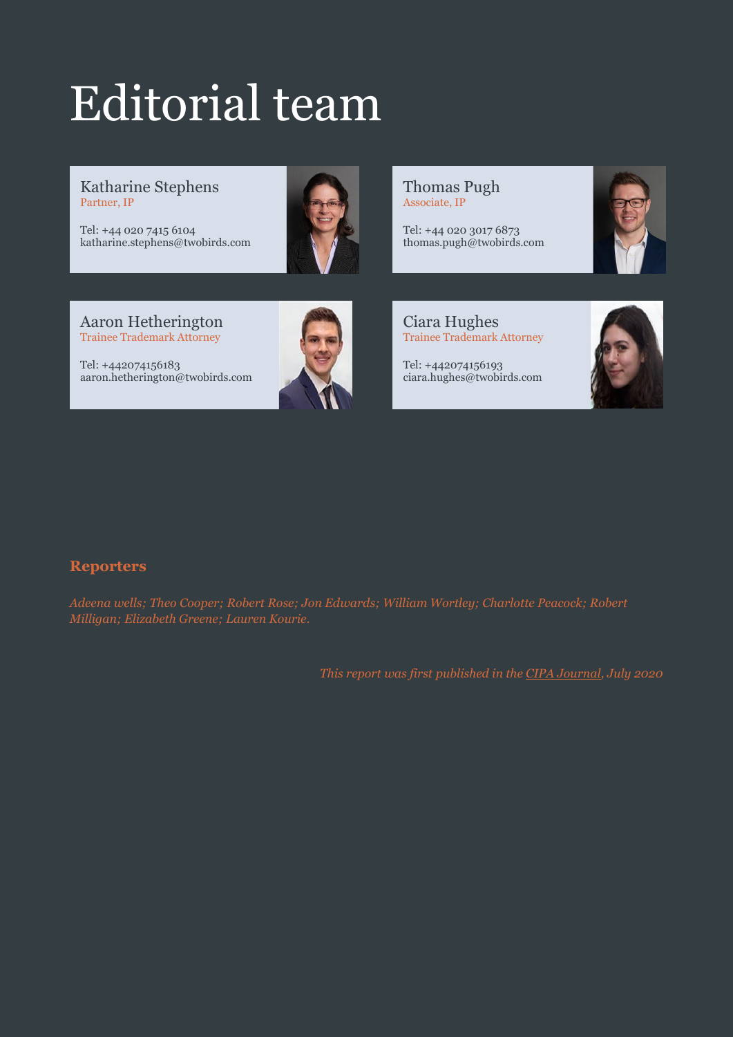# Editorial team

**Katharine Stephens**
Partner, IP

Tel: +44 020 7415 6104
katharine.stephens@twobirds.com

**Thomas Pugh**
Associate, IP

Tel: +44 020 3017 6873
thomas.pugh@twobirds.com

**Aaron Hetherington**
Trainee Trademark Attorney

Tel: +442074156183
aaron.hetherington@twobirds.com

**Ciara Hughes**
Trainee Trademark Attorney

Tel: +442074156193
ciara.hughes@twobirds.com

**Reporters**

*Adeena wells; Theo Cooper; Robert Rose; Jon Edwards; William Wortley; Charlotte Peacock; Robert Milligan; Elizabeth Greene; Lauren Kourie.*

*This report was first published in the CIPA Journal, July 2020*